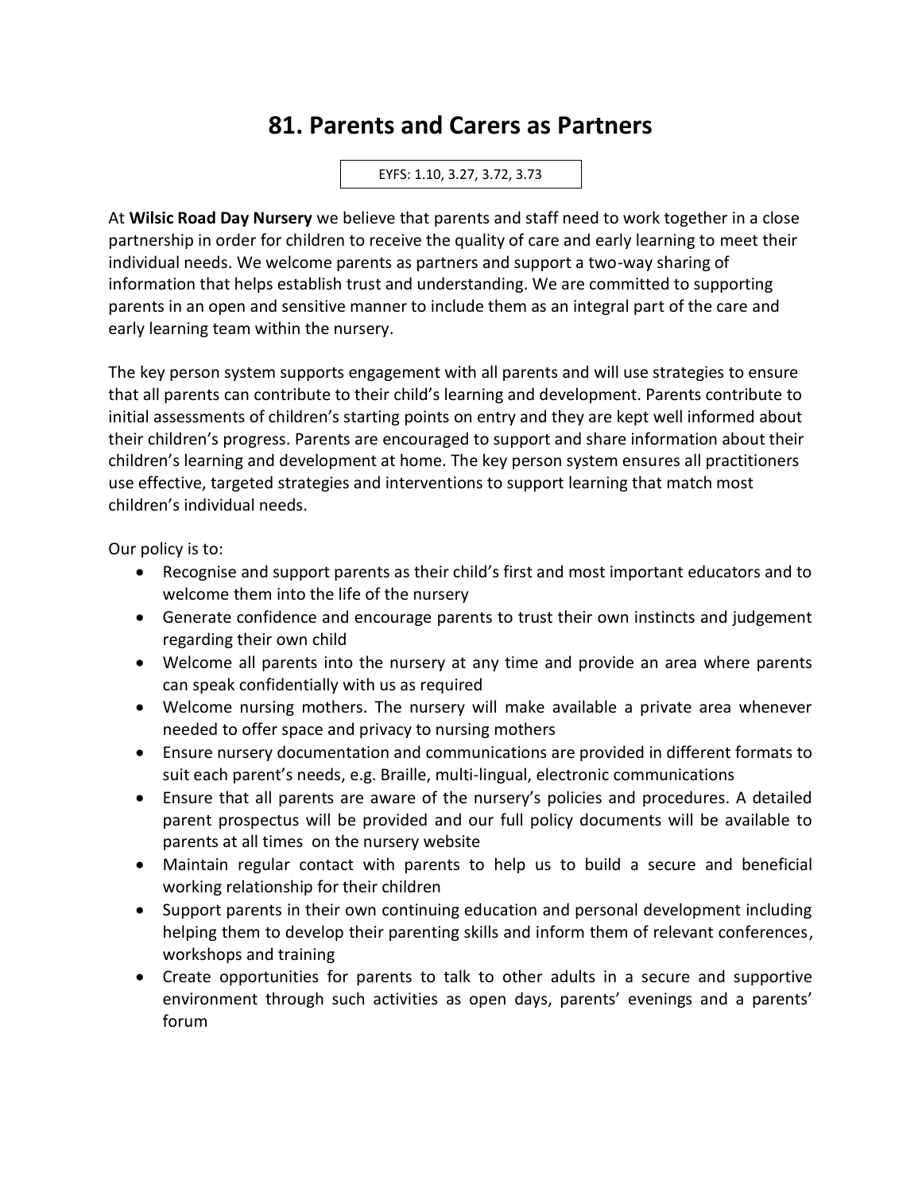# 81. Parents and Carers as Partners

EYFS: 1.10, 3.27, 3.72, 3.73

At **Wilsic Road Day Nursery** we believe that parents and staff need to work together in a close partnership in order for children to receive the quality of care and early learning to meet their individual needs. We welcome parents as partners and support a two-way sharing of information that helps establish trust and understanding. We are committed to supporting parents in an open and sensitive manner to include them as an integral part of the care and early learning team within the nursery.

The key person system supports engagement with all parents and will use strategies to ensure that all parents can contribute to their child's learning and development. Parents contribute to initial assessments of children's starting points on entry and they are kept well informed about their children's progress. Parents are encouraged to support and share information about their children's learning and development at home. The key person system ensures all practitioners use effective, targeted strategies and interventions to support learning that match most children's individual needs.

Our policy is to:

- Recognise and support parents as their child's first and most important educators and to welcome them into the life of the nursery
- Generate confidence and encourage parents to trust their own instincts and judgement regarding their own child
- Welcome all parents into the nursery at any time and provide an area where parents can speak confidentially with us as required
- Welcome nursing mothers. The nursery will make available a private area whenever needed to offer space and privacy to nursing mothers
- Ensure nursery documentation and communications are provided in different formats to suit each parent's needs, e.g. Braille, multi-lingual, electronic communications
- Ensure that all parents are aware of the nursery's policies and procedures. A detailed parent prospectus will be provided and our full policy documents will be available to parents at all times on the nursery website
- Maintain regular contact with parents to help us to build a secure and beneficial working relationship for their children
- Support parents in their own continuing education and personal development including helping them to develop their parenting skills and inform them of relevant conferences, workshops and training
- Create opportunities for parents to talk to other adults in a secure and supportive environment through such activities as open days, parents' evenings and a parents' forum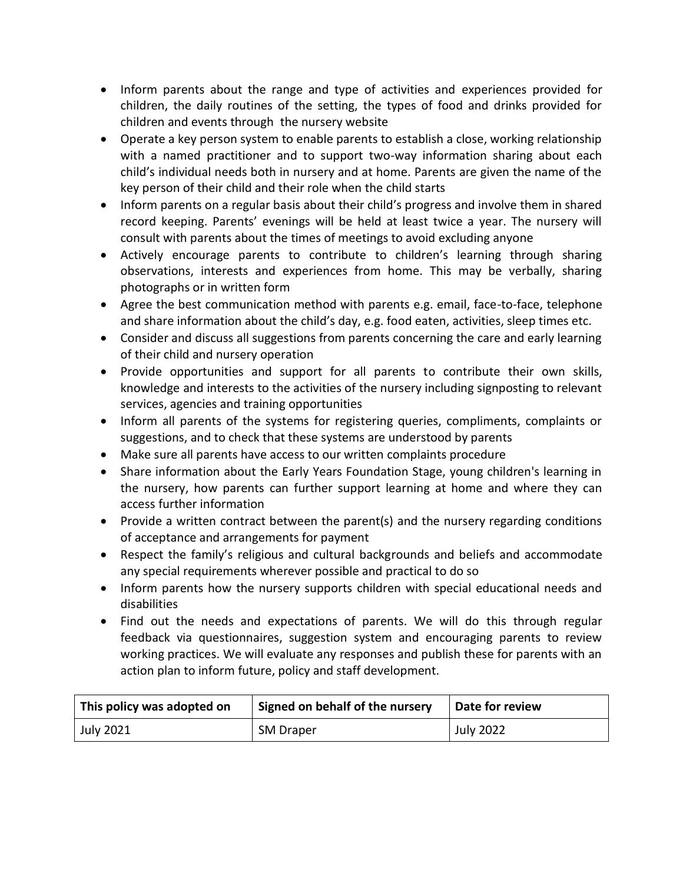- Inform parents about the range and type of activities and experiences provided for children, the daily routines of the setting, the types of food and drinks provided for children and events through the nursery website
- Operate a key person system to enable parents to establish a close, working relationship with a named practitioner and to support two-way information sharing about each child's individual needs both in nursery and at home. Parents are given the name of the key person of their child and their role when the child starts
- Inform parents on a regular basis about their child's progress and involve them in shared record keeping. Parents' evenings will be held at least twice a year. The nursery will consult with parents about the times of meetings to avoid excluding anyone
- Actively encourage parents to contribute to children's learning through sharing observations, interests and experiences from home. This may be verbally, sharing photographs or in written form
- Agree the best communication method with parents e.g. email, face-to-face, telephone and share information about the child's day, e.g. food eaten, activities, sleep times etc.
- Consider and discuss all suggestions from parents concerning the care and early learning of their child and nursery operation
- Provide opportunities and support for all parents to contribute their own skills, knowledge and interests to the activities of the nursery including signposting to relevant services, agencies and training opportunities
- Inform all parents of the systems for registering queries, compliments, complaints or suggestions, and to check that these systems are understood by parents
- Make sure all parents have access to our written complaints procedure
- Share information about the Early Years Foundation Stage, young children's learning in the nursery, how parents can further support learning at home and where they can access further information
- Provide a written contract between the parent(s) and the nursery regarding conditions of acceptance and arrangements for payment
- Respect the family's religious and cultural backgrounds and beliefs and accommodate any special requirements wherever possible and practical to do so
- Inform parents how the nursery supports children with special educational needs and disabilities
- Find out the needs and expectations of parents. We will do this through regular feedback via questionnaires, suggestion system and encouraging parents to review working practices. We will evaluate any responses and publish these for parents with an action plan to inform future, policy and staff development.

| This policy was adopted on | Signed on behalf of the nursery | Date for review |
|---|---|---|
| July 2021 | SM Draper | July 2022 |